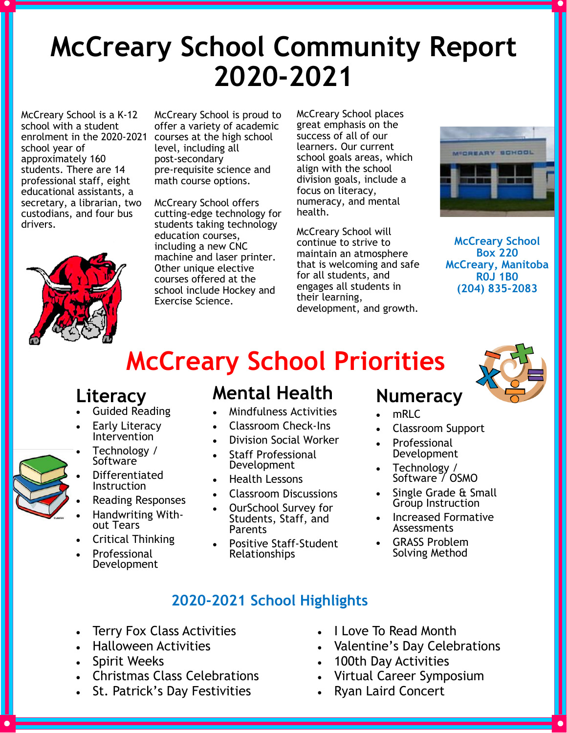# McCreary School Community Report 2020-2021

McCreary School is a K-12 school with a student enrolment in the 2020-2021 school year of approximately 160 students. There are 14 professional staff, eight educational assistants, a secretary, a librarian, two custodians, and four bus drivers.

McCreary School is proud to offer a variety of academic courses at the high school level, including all post-secondary pre-requisite science and math course options.

McCreary School offers cutting-edge technology for students taking technology education courses, including a new CNC machine and laser printer. Other unique elective courses offered at the school include Hockey and Exercise Science.

McCreary School places great emphasis on the success of all of our learners. Our current school goals areas, which align with the school division goals, include a focus on literacy, numeracy, and mental health.

McCreary School will continue to strive to maintain an atmosphere that is welcoming and safe for all students, and engages all students in their learning, development, and growth.

**McCreary School**
**Box 220**
**McCreary, Manitoba**
**R0J 1B0**
**(204) 835-2083**

## McCreary School Priorities

### Literacy

- Guided Reading
- Early Literacy Intervention
- Technology / Software
- Differentiated Instruction
- Reading Responses
- Handwriting Without Tears
- Critical Thinking
- Professional Development

### Mental Health

- Mindfulness Activities
- Classroom Check-Ins
- Division Social Worker
- Staff Professional Development
- Health Lessons
- Classroom Discussions
- OurSchool Survey for Students, Staff, and Parents
- Positive Staff-Student Relationships

### Numeracy

- mRLC
- Classroom Support
- Professional Development
- Technology / Software / OSMO
- Single Grade & Small Group Instruction
- Increased Formative Assessments
- GRASS Problem Solving Method

## 2020-2021 School Highlights

- Terry Fox Class Activities
- Halloween Activities
- Spirit Weeks
- Christmas Class Celebrations
- St. Patrick's Day Festivities
- I Love To Read Month
- Valentine's Day Celebrations
- 100th Day Activities
- Virtual Career Symposium
- Ryan Laird Concert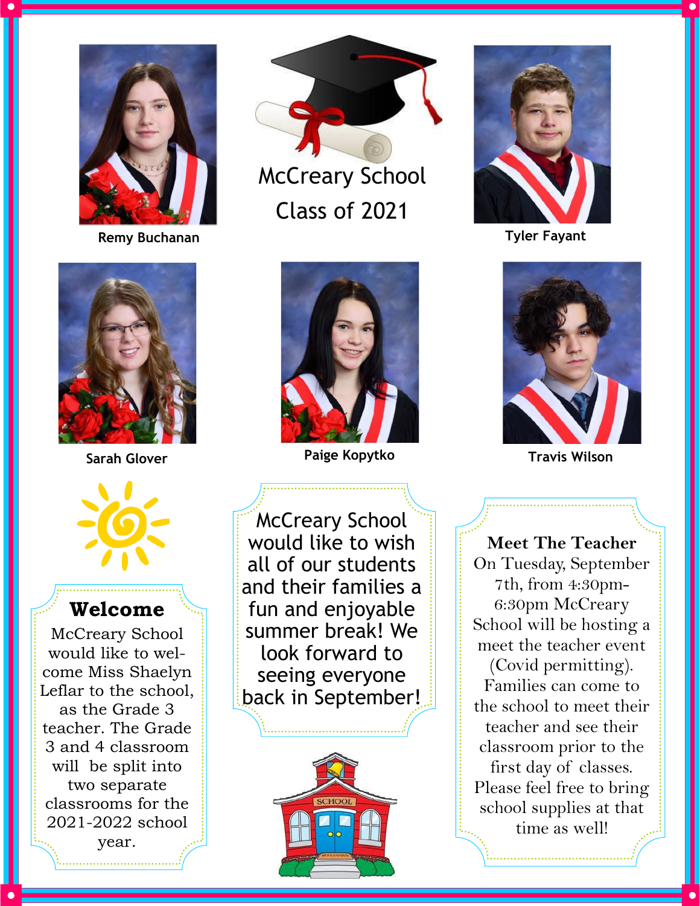# McCreary School Class of 2021

Remy Buchanan

Tyler Fayant

Sarah Glover

Paige Kopytko

Travis Wilson

## Welcome

McCreary School would like to welcome Miss Shaelyn Leflar to the school, as the Grade 3 teacher. The Grade 3 and 4 classroom will be split into two separate classrooms for the 2021-2022 school year.

McCreary School would like to wish all of our students and their families a fun and enjoyable summer break! We look forward to seeing everyone back in September!

## Meet The Teacher

On Tuesday, September 7th, from 4:30pm-6:30pm McCreary School will be hosting a meet the teacher event (Covid permitting). Families can come to the school to meet their teacher and see their classroom prior to the first day of classes. Please feel free to bring school supplies at that time as well!